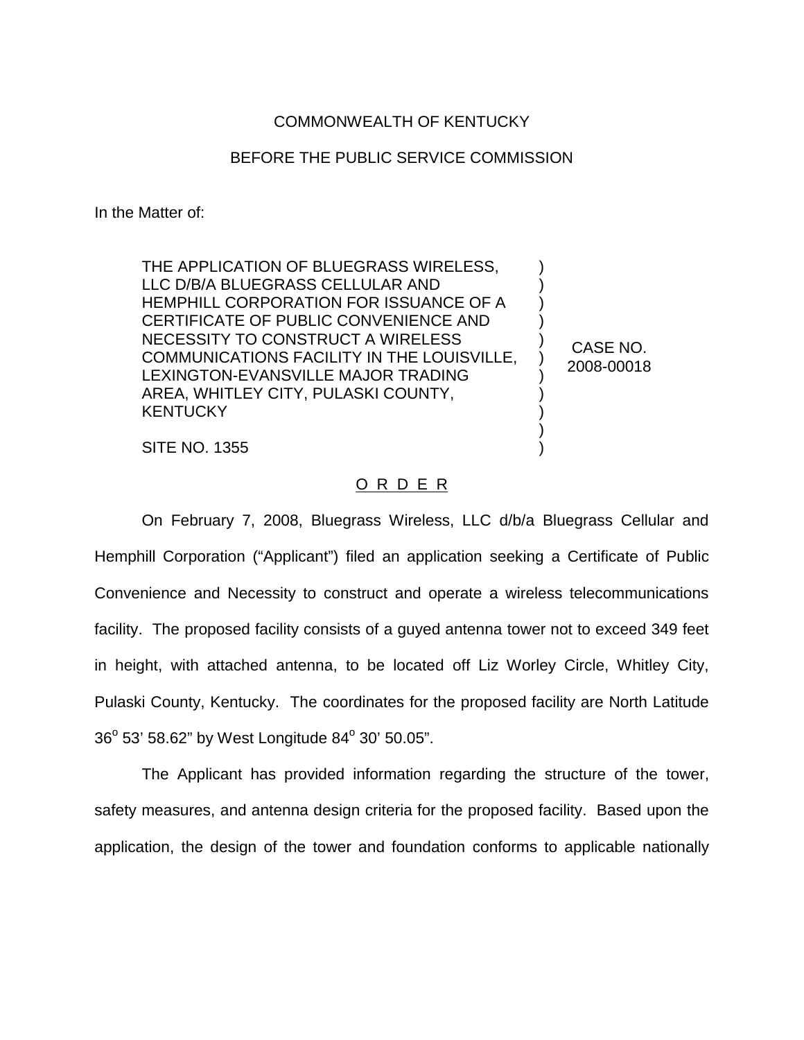COMMONWEALTH OF KENTUCKY

BEFORE THE PUBLIC SERVICE COMMISSION

In the Matter of:

| | | |
|---|---|---|
| THE APPLICATION OF BLUEGRASS WIRELESS, LLC D/B/A BLUEGRASS CELLULAR AND HEMPHILL CORPORATION FOR ISSUANCE OF A CERTIFICATE OF PUBLIC CONVENIENCE AND NECESSITY TO CONSTRUCT A WIRELESS COMMUNICATIONS FACILITY IN THE LOUISVILLE, LEXINGTON-EVANSVILLE MAJOR TRADING AREA, WHITLEY CITY, PULASKI COUNTY, KENTUCKY<br><br>SITE NO. 1355 | ) | CASE NO. 2008-00018 |

O R D E R

On February 7, 2008, Bluegrass Wireless, LLC d/b/a Bluegrass Cellular and Hemphill Corporation ("Applicant") filed an application seeking a Certificate of Public Convenience and Necessity to construct and operate a wireless telecommunications facility. The proposed facility consists of a guyed antenna tower not to exceed 349 feet in height, with attached antenna, to be located off Liz Worley Circle, Whitley City, Pulaski County, Kentucky. The coordinates for the proposed facility are North Latitude 36$^{o}$ 53' 58.62" by West Longitude 84$^{o}$ 30' 50.05".

The Applicant has provided information regarding the structure of the tower, safety measures, and antenna design criteria for the proposed facility. Based upon the application, the design of the tower and foundation conforms to applicable nationally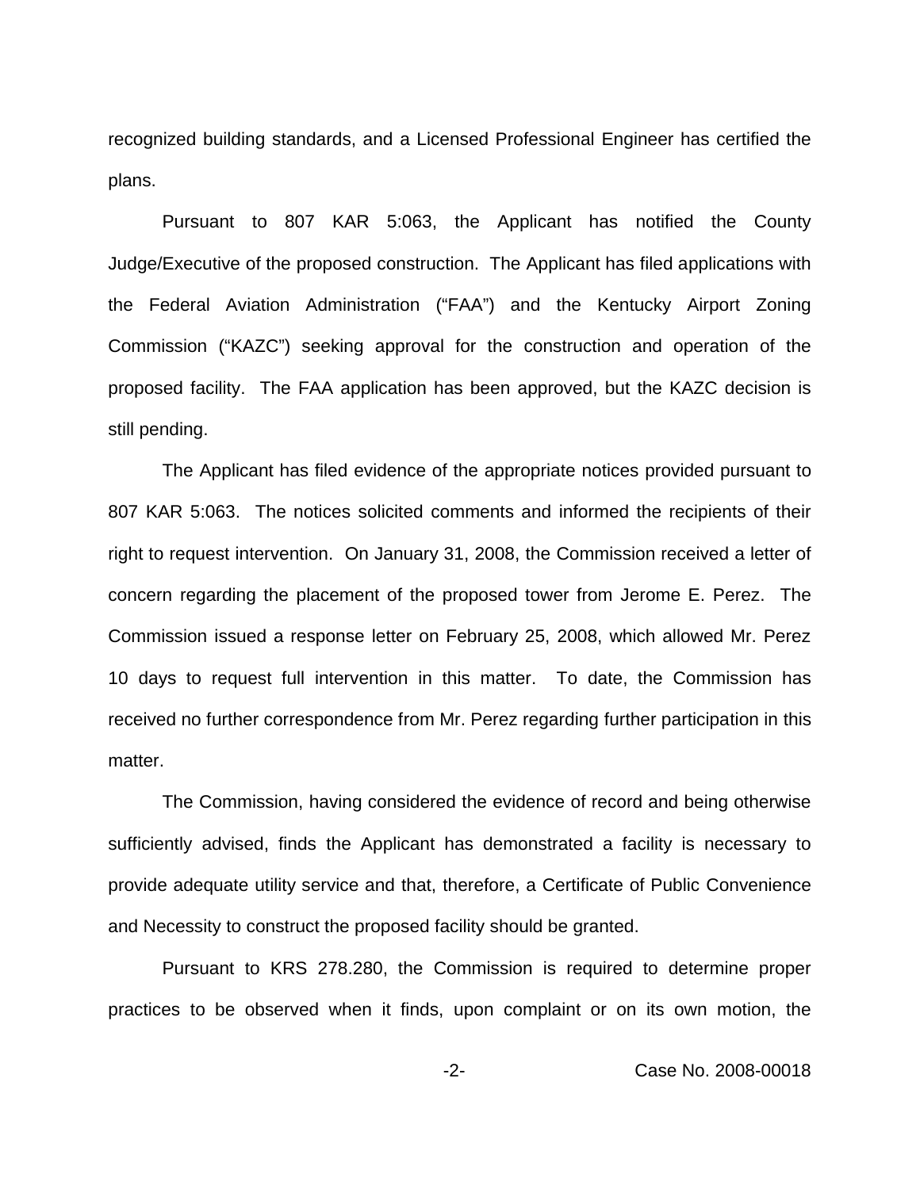recognized building standards, and a Licensed Professional Engineer has certified the plans.

Pursuant to 807 KAR 5:063, the Applicant has notified the County Judge/Executive of the proposed construction. The Applicant has filed applications with the Federal Aviation Administration ("FAA") and the Kentucky Airport Zoning Commission ("KAZC") seeking approval for the construction and operation of the proposed facility. The FAA application has been approved, but the KAZC decision is still pending.

The Applicant has filed evidence of the appropriate notices provided pursuant to 807 KAR 5:063. The notices solicited comments and informed the recipients of their right to request intervention. On January 31, 2008, the Commission received a letter of concern regarding the placement of the proposed tower from Jerome E. Perez. The Commission issued a response letter on February 25, 2008, which allowed Mr. Perez 10 days to request full intervention in this matter. To date, the Commission has received no further correspondence from Mr. Perez regarding further participation in this matter.

The Commission, having considered the evidence of record and being otherwise sufficiently advised, finds the Applicant has demonstrated a facility is necessary to provide adequate utility service and that, therefore, a Certificate of Public Convenience and Necessity to construct the proposed facility should be granted.

Pursuant to KRS 278.280, the Commission is required to determine proper practices to be observed when it finds, upon complaint or on its own motion, the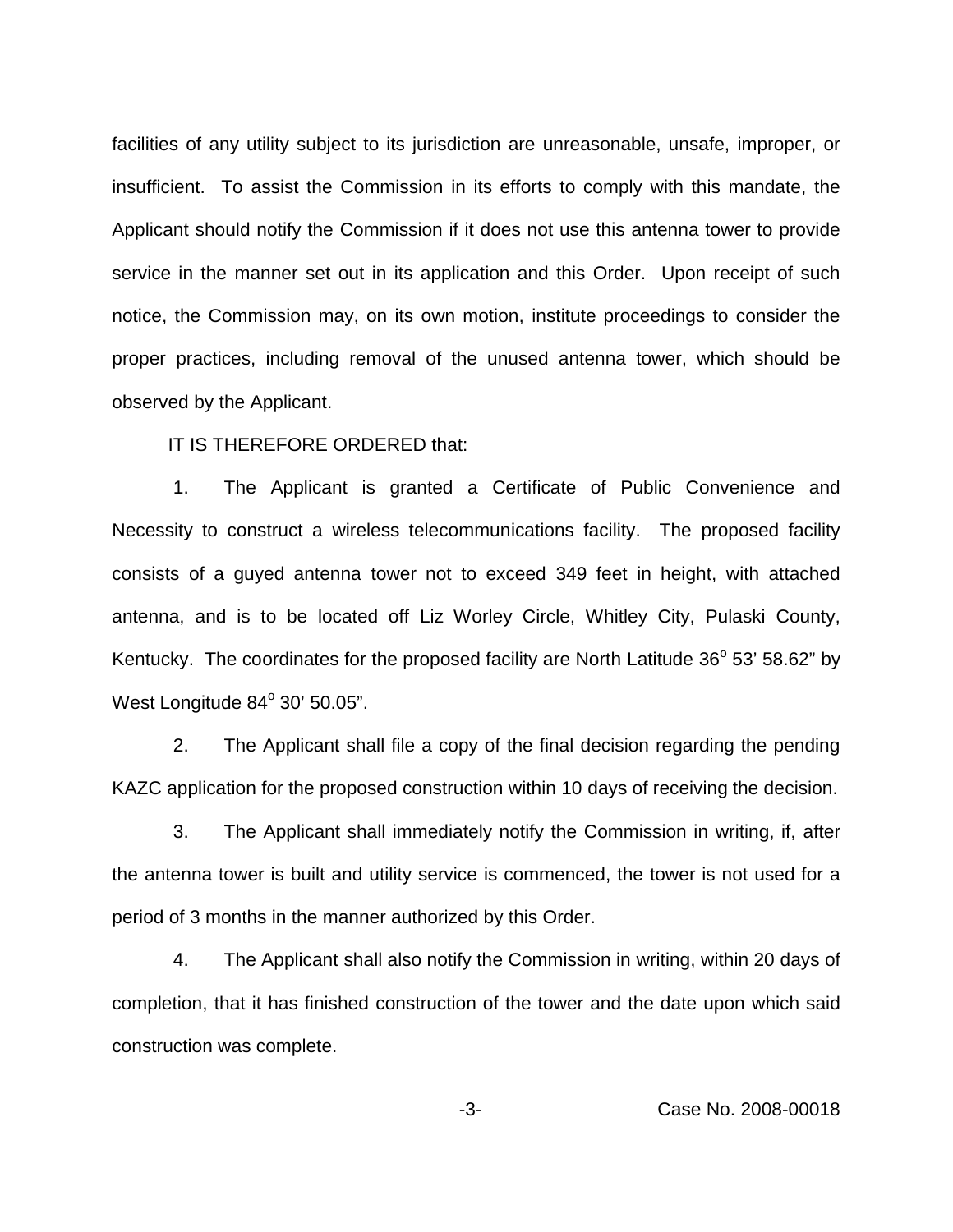facilities of any utility subject to its jurisdiction are unreasonable, unsafe, improper, or insufficient. To assist the Commission in its efforts to comply with this mandate, the Applicant should notify the Commission if it does not use this antenna tower to provide service in the manner set out in its application and this Order. Upon receipt of such notice, the Commission may, on its own motion, institute proceedings to consider the proper practices, including removal of the unused antenna tower, which should be observed by the Applicant.

IT IS THEREFORE ORDERED that:

1. The Applicant is granted a Certificate of Public Convenience and Necessity to construct a wireless telecommunications facility. The proposed facility consists of a guyed antenna tower not to exceed 349 feet in height, with attached antenna, and is to be located off Liz Worley Circle, Whitley City, Pulaski County, Kentucky. The coordinates for the proposed facility are North Latitude 36$^{o}$ 53' 58.62" by West Longitude 84$^{o}$ 30' 50.05".

2. The Applicant shall file a copy of the final decision regarding the pending KAZC application for the proposed construction within 10 days of receiving the decision.

3. The Applicant shall immediately notify the Commission in writing, if, after the antenna tower is built and utility service is commenced, the tower is not used for a period of 3 months in the manner authorized by this Order.

4. The Applicant shall also notify the Commission in writing, within 20 days of completion, that it has finished construction of the tower and the date upon which said construction was complete.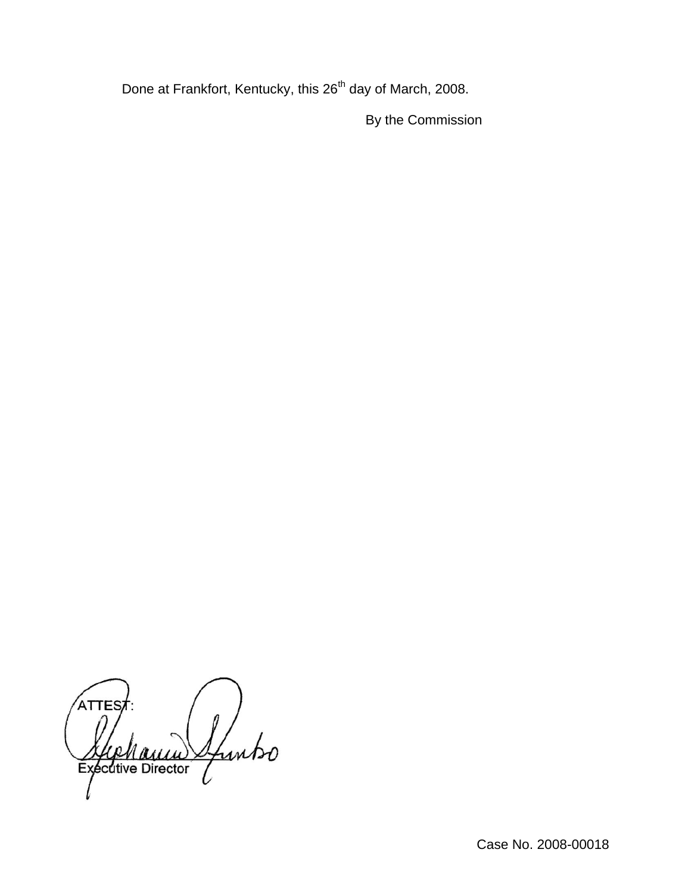Done at Frankfort, Kentucky, this 26th day of March, 2008.

By the Commission

ATTEST:

Executive Director

Case No. 2008-00018